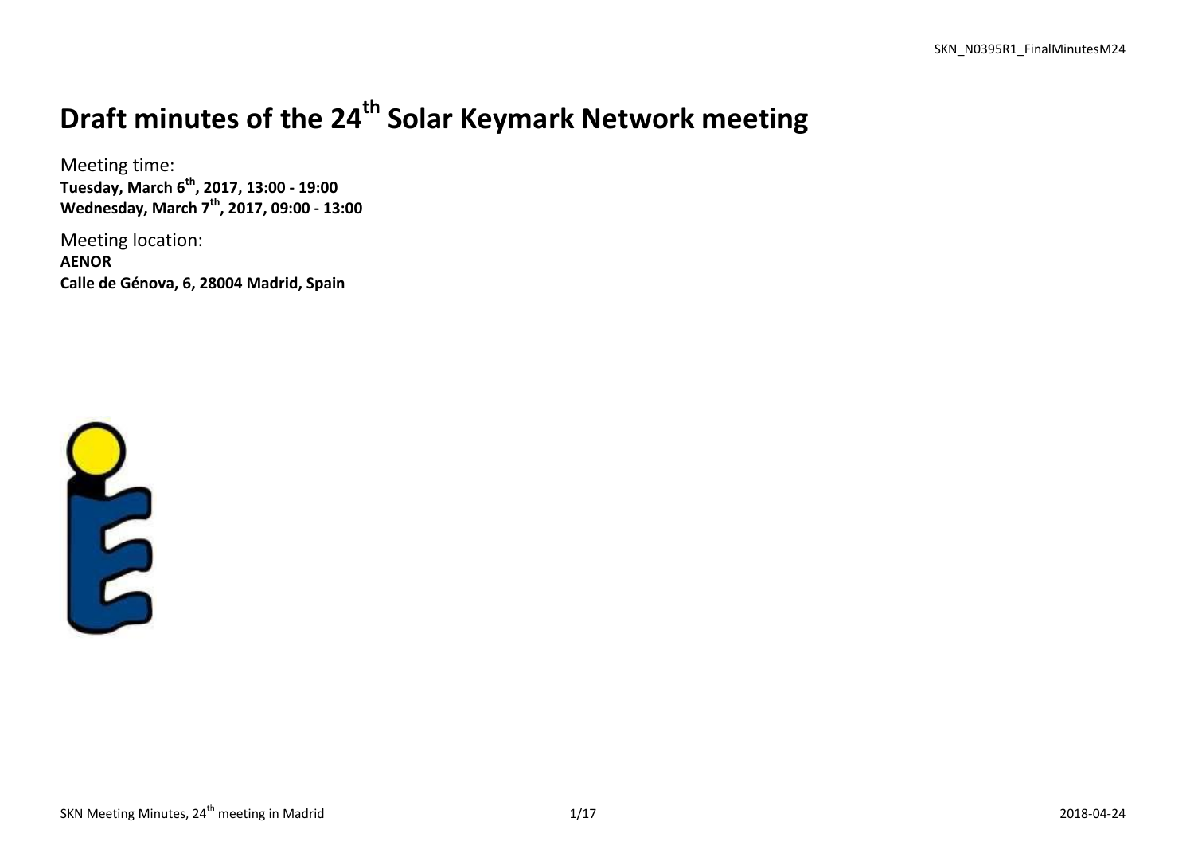# Draft minutes of the 24th Solar Keymark Network meeting

Meeting time:
**Tuesday, March 6th, 2017, 13:00 - 19:00**
**Wednesday, March 7th, 2017, 09:00 - 13:00**

Meeting location:
**AENOR**
**Calle de Génova, 6, 28004 Madrid, Spain**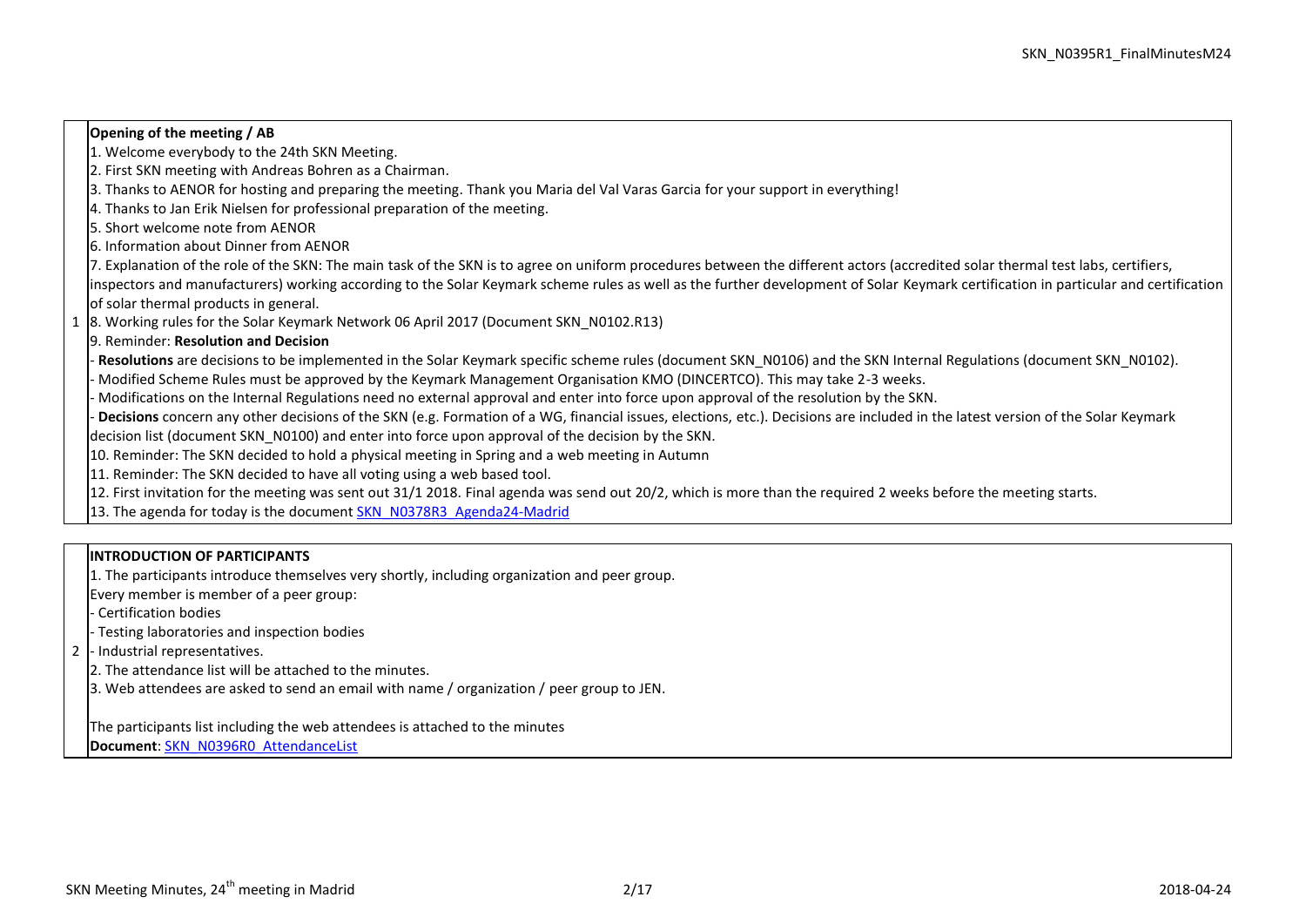| | |
|---|---|
| 1 | **Opening of the meeting / AB**<br>1. Welcome everybody to the 24th SKN Meeting.<br>2. First SKN meeting with Andreas Bohren as a Chairman.<br>3. Thanks to AENOR for hosting and preparing the meeting. Thank you Maria del Val Varas Garcia for your support in everything!<br>4. Thanks to Jan Erik Nielsen for professional preparation of the meeting.<br>5. Short welcome note from AENOR<br>6. Information about Dinner from AENOR<br>7. Explanation of the role of the SKN: The main task of the SKN is to agree on uniform procedures between the different actors (accredited solar thermal test labs, certifiers, inspectors and manufacturers) working according to the Solar Keymark scheme rules as well as the further development of Solar Keymark certification in particular and certification of solar thermal products in general.<br>8. Working rules for the Solar Keymark Network 06 April 2017 (Document SKN_N0102.R13)<br>9. Reminder: **Resolution and Decision**<br>- **Resolutions** are decisions to be implemented in the Solar Keymark specific scheme rules (document SKN_N0106) and the SKN Internal Regulations (document SKN_N0102).<br>- Modified Scheme Rules must be approved by the Keymark Management Organisation KMO (DINCERTCO). This may take 2-3 weeks.<br>- Modifications on the Internal Regulations need no external approval and enter into force upon approval of the resolution by the SKN.<br>- **Decisions** concern any other decisions of the SKN (e.g. Formation of a WG, financial issues, elections, etc.). Decisions are included in the latest version of the Solar Keymark decision list (document SKN_N0100) and enter into force upon approval of the decision by the SKN.<br>10. Reminder: The SKN decided to hold a physical meeting in Spring and a web meeting in Autumn<br>11. Reminder: The SKN decided to have all voting using a web based tool.<br>12. First invitation for the meeting was sent out 31/1 2018. Final agenda was send out 20/2, which is more than the required 2 weeks before the meeting starts.<br>13. The agenda for today is the document SKN_N0378R3_Agenda24-Madrid |

| | |
|---|---|
| 2 | **INTRODUCTION OF PARTICIPANTS**<br>1. The participants introduce themselves very shortly, including organization and peer group.<br>Every member is member of a peer group:<br>- Certification bodies<br>- Testing laboratories and inspection bodies<br>- Industrial representatives.<br>2. The attendance list will be attached to the minutes.<br>3. Web attendees are asked to send an email with name / organization / peer group to JEN.<br><br>The participants list including the web attendees is attached to the minutes<br>**Document**: SKN_N0396R0_AttendanceList |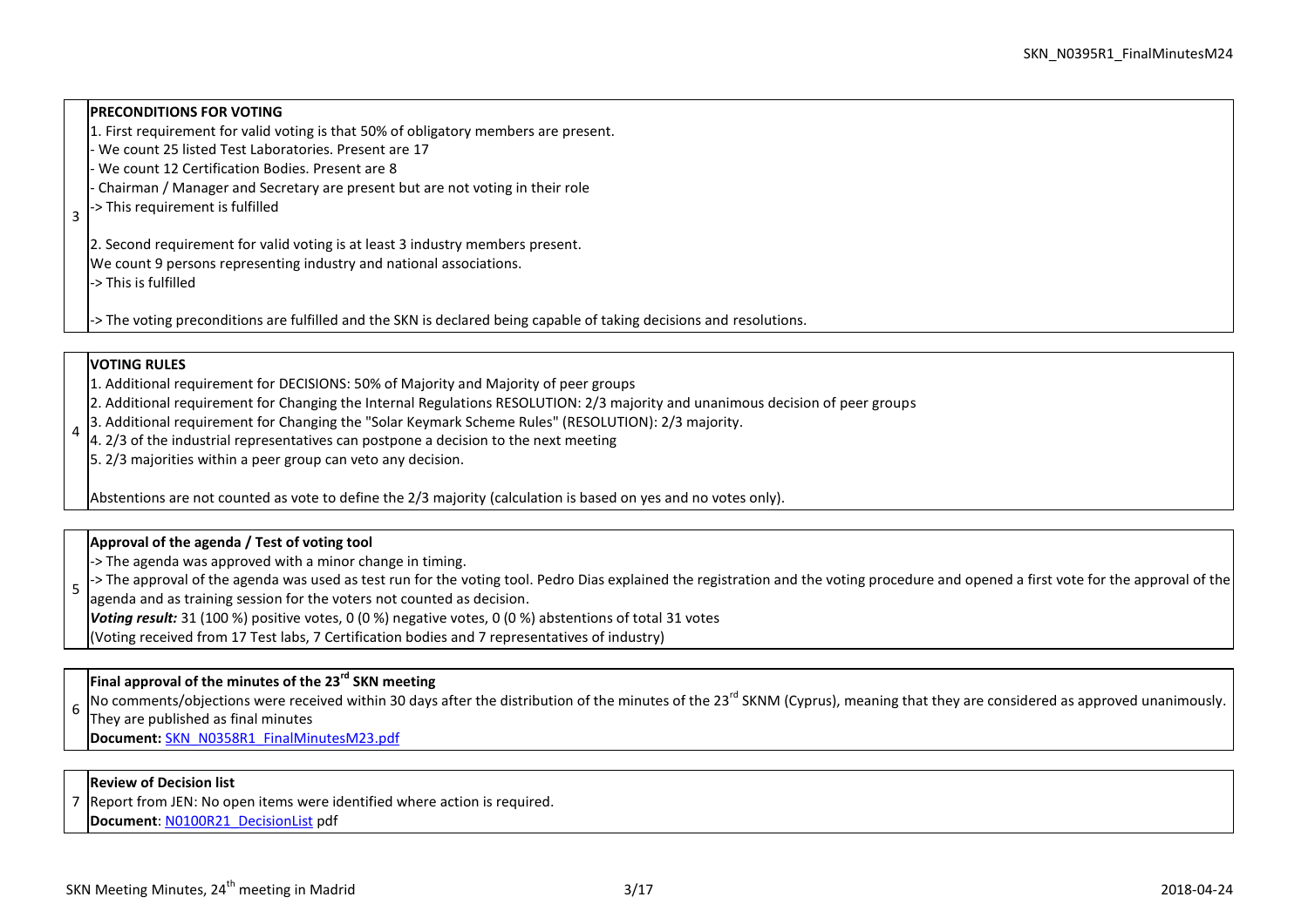| | |
|---|---|
| 3 | **PRECONDITIONS FOR VOTING**<br>1. First requirement for valid voting is that 50% of obligatory members are present.<br>- We count 25 listed Test Laboratories. Present are 17<br>- We count 12 Certification Bodies. Present are 8<br>- Chairman / Manager and Secretary are present but are not voting in their role<br>-> This requirement is fulfilled<br><br>2. Second requirement for valid voting is at least 3 industry members present.<br>We count 9 persons representing industry and national associations.<br>-> This is fulfilled<br><br>-> The voting preconditions are fulfilled and the SKN is declared being capable of taking decisions and resolutions. |

| | |
|---|---|
| 4 | **VOTING RULES**<br>1. Additional requirement for DECISIONS: 50% of Majority and Majority of peer groups<br>2. Additional requirement for Changing the Internal Regulations RESOLUTION: 2/3 majority and unanimous decision of peer groups<br>3. Additional requirement for Changing the "Solar Keymark Scheme Rules" (RESOLUTION): 2/3 majority.<br>4. 2/3 of the industrial representatives can postpone a decision to the next meeting<br>5. 2/3 majorities within a peer group can veto any decision.<br><br>Abstentions are not counted as vote to define the 2/3 majority (calculation is based on yes and no votes only). |

| | |
|---|---|
| 5 | **Approval of the agenda / Test of voting tool**<br>-> The agenda was approved with a minor change in timing.<br>-> The approval of the agenda was used as test run for the voting tool. Pedro Dias explained the registration and the voting procedure and opened a first vote for the approval of the agenda and as training session for the voters not counted as decision.<br>***Voting result:*** 31 (100 %) positive votes, 0 (0 %) negative votes, 0 (0 %) abstentions of total 31 votes<br>(Voting received from 17 Test labs, 7 Certification bodies and 7 representatives of industry) |

| | |
|---|---|
| 6 | **Final approval of the minutes of the 23rd SKN meeting**<br>No comments/objections were received within 30 days after the distribution of the minutes of the 23rd SKNM (Cyprus), meaning that they are considered as approved unanimously. They are published as final minutes<br>**Document:** SKN_N0358R1_FinalMinutesM23.pdf |

| | |
|---|---|
| 7 | **Review of Decision list**<br>Report from JEN: No open items were identified where action is required.<br>**Document**: N0100R21_DecisionList pdf |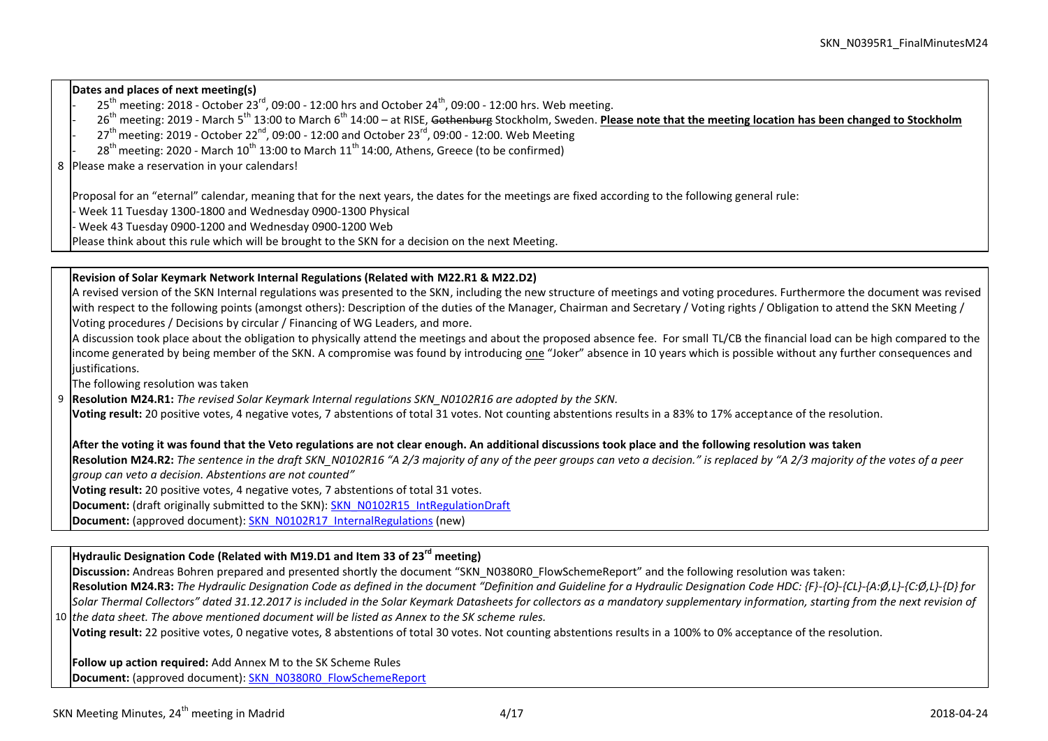| | |
|---|---|
| 8 | **Dates and places of next meeting(s)**<br>- 25th meeting: 2018 - October 23rd, 09:00 - 12:00 hrs and October 24th, 09:00 - 12:00 hrs. Web meeting.<br>- 26th meeting: 2019 - March 5th 13:00 to March 6th 14:00 – at RISE, ~~Gothenburg~~ Stockholm, Sweden. **Please note that the meeting location has been changed to Stockholm**<br>- 27th meeting: 2019 - October 22nd, 09:00 - 12:00 and October 23rd, 09:00 - 12:00. Web Meeting<br>- 28th meeting: 2020 - March 10th 13:00 to March 11th 14:00, Athens, Greece (to be confirmed)<br>Please make a reservation in your calendars!<br><br>Proposal for an "eternal" calendar, meaning that for the next years, the dates for the meetings are fixed according to the following general rule:<br>- Week 11 Tuesday 1300-1800 and Wednesday 0900-1300 Physical<br>- Week 43 Tuesday 0900-1200 and Wednesday 0900-1200 Web<br>Please think about this rule which will be brought to the SKN for a decision on the next Meeting. |
| 9 | **Revision of Solar Keymark Network Internal Regulations (Related with M22.R1 & M22.D2)**<br>A revised version of the SKN Internal regulations was presented to the SKN, including the new structure of meetings and voting procedures. Furthermore the document was revised with respect to the following points (amongst others): Description of the duties of the Manager, Chairman and Secretary / Voting rights / Obligation to attend the SKN Meeting / Voting procedures / Decisions by circular / Financing of WG Leaders, and more.<br>A discussion took place about the obligation to physically attend the meetings and about the proposed absence fee. For small TL/CB the financial load can be high compared to the income generated by being member of the SKN. A compromise was found by introducing one "Joker" absence in 10 years which is possible without any further consequences and justifications.<br>The following resolution was taken<br>**Resolution M24.R1:** *The revised Solar Keymark Internal regulations SKN_N0102R16 are adopted by the SKN.*<br>**Voting result:** 20 positive votes, 4 negative votes, 7 abstentions of total 31 votes. Not counting abstentions results in a 83% to 17% acceptance of the resolution.<br><br>**After the voting it was found that the Veto regulations are not clear enough. An additional discussions took place and the following resolution was taken**<br>**Resolution M24.R2:** *The sentence in the draft SKN_N0102R16 "A 2/3 majority of any of the peer groups can veto a decision." is replaced by "A 2/3 majority of the votes of a peer group can veto a decision. Abstentions are not counted"*<br>**Voting result:** 20 positive votes, 4 negative votes, 7 abstentions of total 31 votes.<br>**Document:** (draft originally submitted to the SKN): SKN_N0102R15_IntRegulationDraft<br>**Document:** (approved document): SKN_N0102R17_InternalRegulations (new) |
| 10 | **Hydraulic Designation Code (Related with M19.D1 and Item 33 of 23rd meeting)**<br>**Discussion:** Andreas Bohren prepared and presented shortly the document "SKN_N0380R0_FlowSchemeReport" and the following resolution was taken:<br>**Resolution M24.R3:** *The Hydraulic Designation Code as defined in the document "Definition and Guideline for a Hydraulic Designation Code HDC: {F}-{O}-{CL}-{A:Ø,L}-{C:Ø,L}-{D} for Solar Thermal Collectors" dated 31.12.2017 is included in the Solar Keymark Datasheets for collectors as a mandatory supplementary information, starting from the next revision of the data sheet. The above mentioned document will be listed as Annex to the SK scheme rules.*<br>**Voting result:** 22 positive votes, 0 negative votes, 8 abstentions of total 30 votes. Not counting abstentions results in a 100% to 0% acceptance of the resolution.<br><br>**Follow up action required:** Add Annex M to the SK Scheme Rules<br>**Document:** (approved document): SKN_N0380R0_FlowSchemeReport |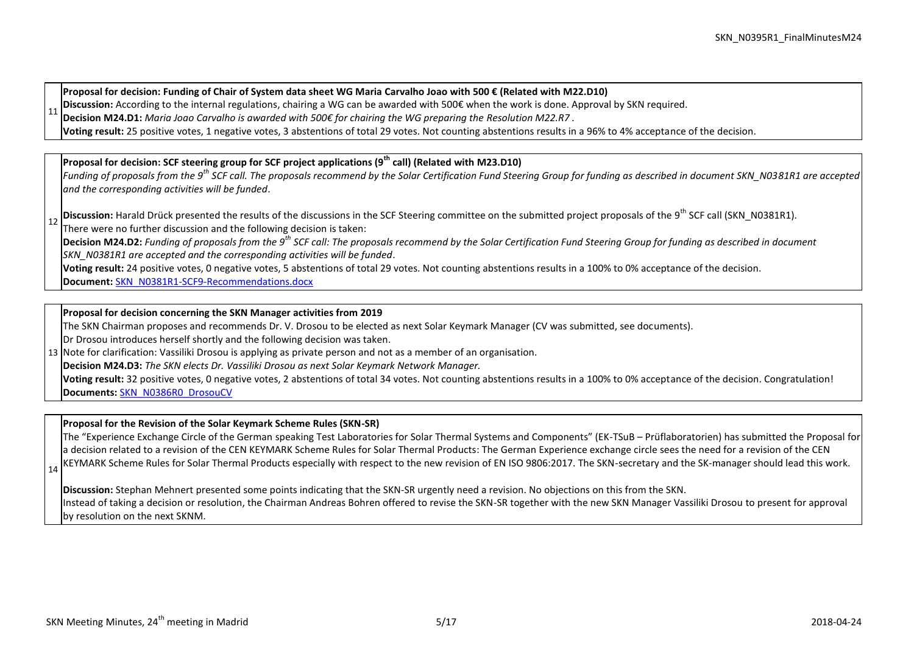| | |
|---|---|
| 11 | **Proposal for decision: Funding of Chair of System data sheet WG Maria Carvalho Joao with 500 € (Related with M22.D10)**<br>**Discussion:** According to the internal regulations, chairing a WG can be awarded with 500€ when the work is done. Approval by SKN required.<br>**Decision M24.D1:** *Maria Joao Carvalho is awarded with 500€ for chairing the WG preparing the Resolution M22.R7 .*<br>**Voting result:** 25 positive votes, 1 negative votes, 3 abstentions of total 29 votes. Not counting abstentions results in a 96% to 4% acceptance of the decision. |

| | |
|---|---|
| 12 | **Proposal for decision: SCF steering group for SCF project applications (9th call) (Related with M23.D10)**<br>*Funding of proposals from the 9th SCF call. The proposals recommend by the Solar Certification Fund Steering Group for funding as described in document SKN_N0381R1 are accepted and the corresponding activities will be funded*.<br><br>**Discussion:** Harald Drück presented the results of the discussions in the SCF Steering committee on the submitted project proposals of the 9th SCF call (SKN_N0381R1).<br>There were no further discussion and the following decision is taken:<br>**Decision M24.D2:** *Funding of proposals from the 9th SCF call: The proposals recommend by the Solar Certification Fund Steering Group for funding as described in document SKN_N0381R1 are accepted and the corresponding activities will be funded*.<br>**Voting result:** 24 positive votes, 0 negative votes, 5 abstentions of total 29 votes. Not counting abstentions results in a 100% to 0% acceptance of the decision.<br>**Document:** SKN_N0381R1-SCF9-Recommendations.docx |

| | |
|---|---|
| 13 | **Proposal for decision concerning the SKN Manager activities from 2019**<br>The SKN Chairman proposes and recommends Dr. V. Drosou to be elected as next Solar Keymark Manager (CV was submitted, see documents).<br>Dr Drosou introduces herself shortly and the following decision was taken.<br>Note for clarification: Vassiliki Drosou is applying as private person and not as a member of an organisation.<br>**Decision M24.D3:** *The SKN elects Dr. Vassiliki Drosou as next Solar Keymark Network Manager.*<br>**Voting result:** 32 positive votes, 0 negative votes, 2 abstentions of total 34 votes. Not counting abstentions results in a 100% to 0% acceptance of the decision. Congratulation!<br>**Documents:** SKN_N0386R0_DrosouCV |

| | |
|---|---|
| 14 | **Proposal for the Revision of the Solar Keymark Scheme Rules (SKN-SR)**<br>The "Experience Exchange Circle of the German speaking Test Laboratories for Solar Thermal Systems and Components" (EK-TSuB – Prüflaboratorien) has submitted the Proposal for a decision related to a revision of the CEN KEYMARK Scheme Rules for Solar Thermal Products: The German Experience exchange circle sees the need for a revision of the CEN KEYMARK Scheme Rules for Solar Thermal Products especially with respect to the new revision of EN ISO 9806:2017. The SKN-secretary and the SK-manager should lead this work.<br><br>**Discussion:** Stephan Mehnert presented some points indicating that the SKN-SR urgently need a revision. No objections on this from the SKN.<br>Instead of taking a decision or resolution, the Chairman Andreas Bohren offered to revise the SKN-SR together with the new SKN Manager Vassiliki Drosou to present for approval by resolution on the next SKNM. |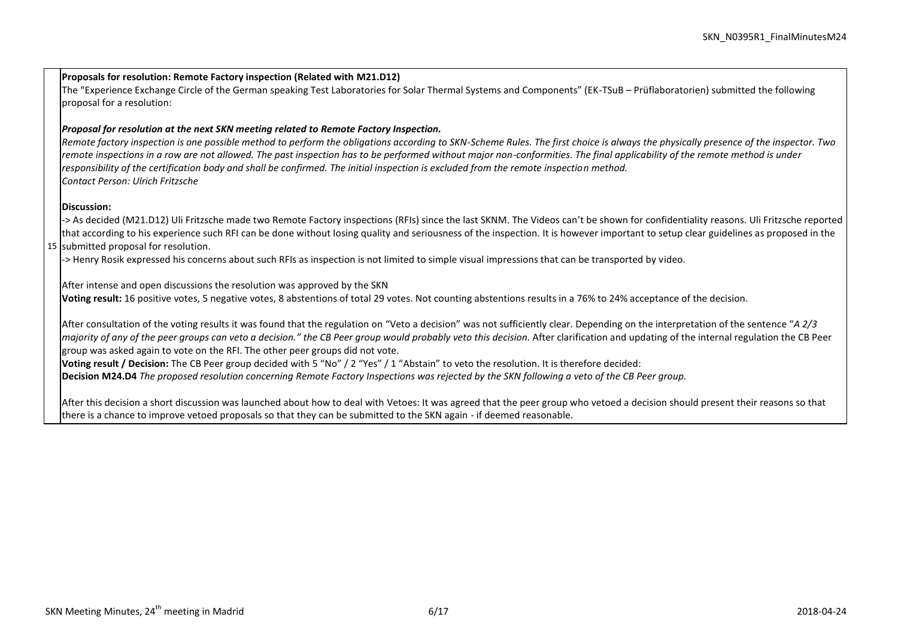**Proposals for resolution: Remote Factory inspection (Related with M21.D12)**

The "Experience Exchange Circle of the German speaking Test Laboratories for Solar Thermal Systems and Components" (EK-TSuB – Prüflaboratorien) submitted the following proposal for a resolution:

***Proposal for resolution at the next SKN meeting related to Remote Factory Inspection.***

*Remote factory inspection is one possible method to perform the obligations according to SKN-Scheme Rules. The first choice is always the physically presence of the inspector. Two remote inspections in a row are not allowed. The past inspection has to be performed without major non-conformities. The final applicability of the remote method is under responsibility of the certification body and shall be confirmed. The initial inspection is excluded from the remote inspection method.*

*Contact Person: Ulrich Fritzsche*

**Discussion:**

-> As decided (M21.D12) Uli Fritzsche made two Remote Factory inspections (RFIs) since the last SKNM. The Videos can't be shown for confidentiality reasons. Uli Fritzsche reported that according to his experience such RFI can be done without losing quality and seriousness of the inspection. It is however important to setup clear guidelines as proposed in the submitted proposal for resolution.

-> Henry Rosik expressed his concerns about such RFIs as inspection is not limited to simple visual impressions that can be transported by video.

After intense and open discussions the resolution was approved by the SKN

**Voting result:** 16 positive votes, 5 negative votes, 8 abstentions of total 29 votes. Not counting abstentions results in a 76% to 24% acceptance of the decision.

After consultation of the voting results it was found that the regulation on "Veto a decision" was not sufficiently clear. Depending on the interpretation of the sentence "*A 2/3 majority of any of the peer groups can veto a decision." the CB Peer group would probably veto this decision.* After clarification and updating of the internal regulation the CB Peer group was asked again to vote on the RFI. The other peer groups did not vote.

**Voting result / Decision:** The CB Peer group decided with 5 "No" / 2 "Yes" / 1 "Abstain" to veto the resolution. It is therefore decided:

**Decision M24.D4** *The proposed resolution concerning Remote Factory Inspections was rejected by the SKN following a veto of the CB Peer group.*

After this decision a short discussion was launched about how to deal with Vetoes: It was agreed that the peer group who vetoed a decision should present their reasons so that there is a chance to improve vetoed proposals so that they can be submitted to the SKN again - if deemed reasonable.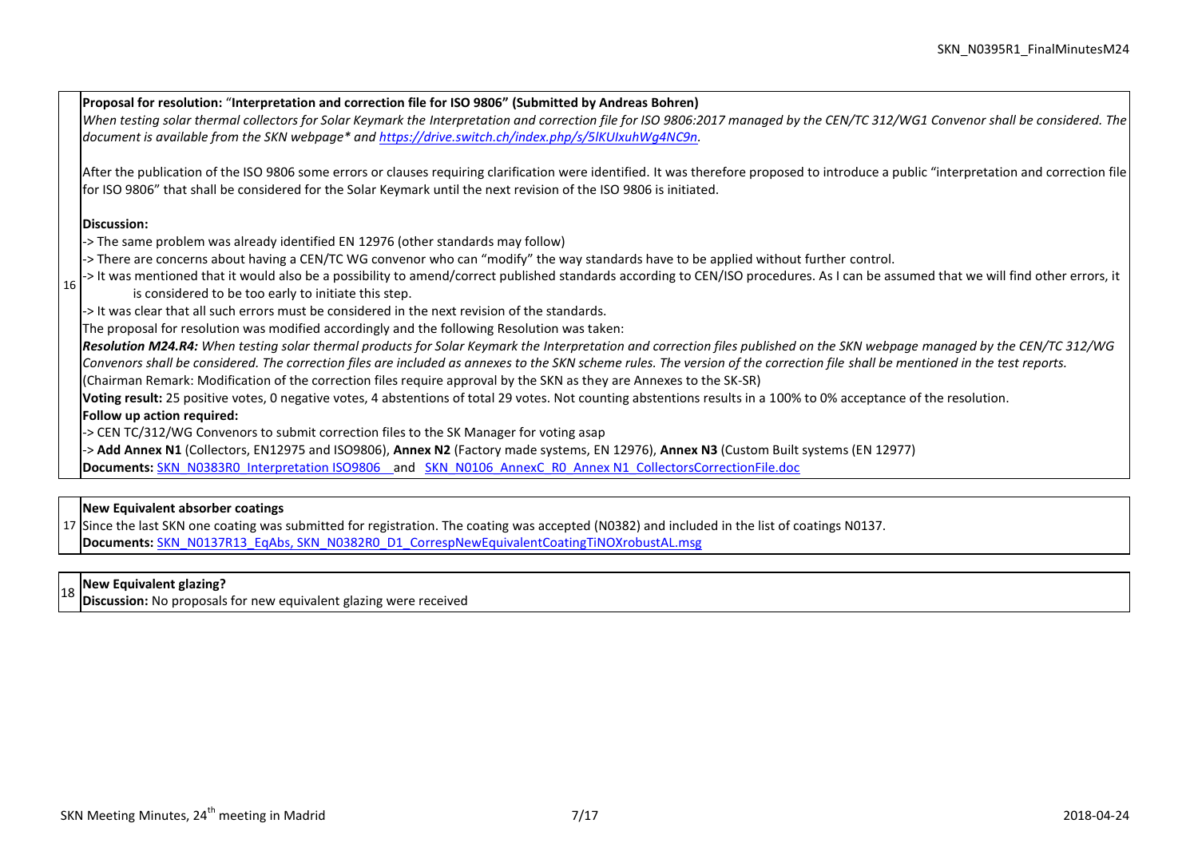| | |
|---|---|
| 16 | **Proposal for resolution:** "**Interpretation and correction file for ISO 9806" (Submitted by Andreas Bohren)**<br>*When testing solar thermal collectors for Solar Keymark the Interpretation and correction file for ISO 9806:2017 managed by the CEN/TC 312/WG1 Convenor shall be considered. The document is available from the SKN webpage* and https://drive.switch.ch/index.php/s/5lKUIxuhWg4NC9n.*<br><br>After the publication of the ISO 9806 some errors or clauses requiring clarification were identified. It was therefore proposed to introduce a public "interpretation and correction file for ISO 9806" that shall be considered for the Solar Keymark until the next revision of the ISO 9806 is initiated.<br><br>**Discussion:**<br>-> The same problem was already identified EN 12976 (other standards may follow)<br>-> There are concerns about having a CEN/TC WG convenor who can "modify" the way standards have to be applied without further control.<br>-> It was mentioned that it would also be a possibility to amend/correct published standards according to CEN/ISO procedures. As I can be assumed that we will find other errors, it is considered to be too early to initiate this step.<br>-> It was clear that all such errors must be considered in the next revision of the standards.<br>The proposal for resolution was modified accordingly and the following Resolution was taken:<br>***Resolution M24.R4:*** *When testing solar thermal products for Solar Keymark the Interpretation and correction files published on the SKN webpage managed by the CEN/TC 312/WG Convenors shall be considered. The correction files are included as annexes to the SKN scheme rules. The version of the correction file shall be mentioned in the test reports.*<br>(Chairman Remark: Modification of the correction files require approval by the SKN as they are Annexes to the SK-SR)<br>**Voting result:** 25 positive votes, 0 negative votes, 4 abstentions of total 29 votes. Not counting abstentions results in a 100% to 0% acceptance of the resolution.<br>**Follow up action required:**<br>-> CEN TC/312/WG Convenors to submit correction files to the SK Manager for voting asap<br>-> **Add Annex N1** (Collectors, EN12975 and ISO9806), **Annex N2** (Factory made systems, EN 12976), **Annex N3** (Custom Built systems (EN 12977)<br>**Documents:** SKN_N0383R0_Interpretation ISO9806 and SKN_N0106_AnnexC_R0_Annex N1_CollectorsCorrectionFile.doc |

| | |
|---|---|
| 17 | **New Equivalent absorber coatings**<br>Since the last SKN one coating was submitted for registration. The coating was accepted (N0382) and included in the list of coatings N0137.<br>**Documents:** SKN_N0137R13_EqAbs, SKN_N0382R0_D1_CorrespNewEquivalentCoatingTiNOXrobustAL.msg |

| | |
|---|---|
| 18 | **New Equivalent glazing?**<br>**Discussion:** No proposals for new equivalent glazing were received |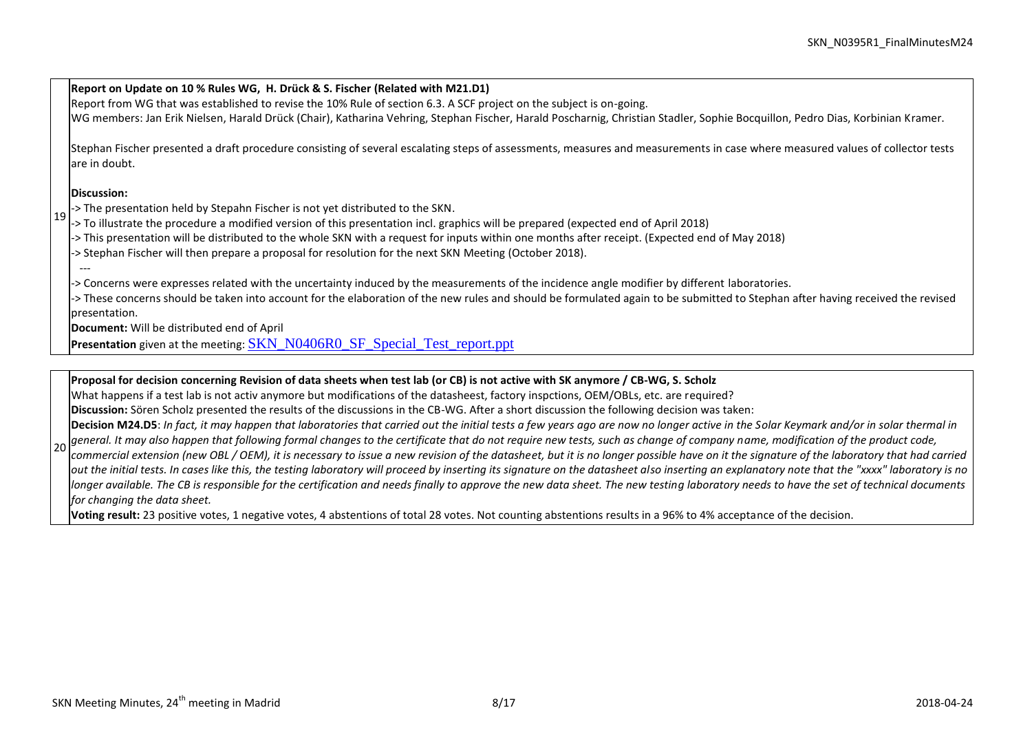| | |
|---|---|
| 19 | **Report on Update on 10 % Rules WG, H. Drück & S. Fischer (Related with M21.D1)**<br>Report from WG that was established to revise the 10% Rule of section 6.3. A SCF project on the subject is on-going.<br>WG members: Jan Erik Nielsen, Harald Drück (Chair), Katharina Vehring, Stephan Fischer, Harald Poscharnig, Christian Stadler, Sophie Bocquillon, Pedro Dias, Korbinian Kramer.<br><br>Stephan Fischer presented a draft procedure consisting of several escalating steps of assessments, measures and measurements in case where measured values of collector tests are in doubt.<br><br>**Discussion:**<br>-> The presentation held by Stepahn Fischer is not yet distributed to the SKN.<br>-> To illustrate the procedure a modified version of this presentation incl. graphics will be prepared (expected end of April 2018)<br>-> This presentation will be distributed to the whole SKN with a request for inputs within one months after receipt. (Expected end of May 2018)<br>-> Stephan Fischer will then prepare a proposal for resolution for the next SKN Meeting (October 2018).<br>---<br>-> Concerns were expresses related with the uncertainty induced by the measurements of the incidence angle modifier by different laboratories.<br>-> These concerns should be taken into account for the elaboration of the new rules and should be formulated again to be submitted to Stephan after having received the revised presentation.<br>**Document:** Will be distributed end of April<br>**Presentation** given at the meeting: SKN_N0406R0_SF_Special_Test_report.ppt |
| 20 | **Proposal for decision concerning Revision of data sheets when test lab (or CB) is not active with SK anymore / CB-WG, S. Scholz**<br>What happens if a test lab is not activ anymore but modifications of the datasheest, factory inspctions, OEM/OBLs, etc. are required?<br>**Discussion:** Sören Scholz presented the results of the discussions in the CB-WG. After a short discussion the following decision was taken:<br>**Decision M24.D5**: *In fact, it may happen that laboratories that carried out the initial tests a few years ago are now no longer active in the Solar Keymark and/or in solar thermal in general. It may also happen that following formal changes to the certificate that do not require new tests, such as change of company name, modification of the product code, commercial extension (new OBL / OEM), it is necessary to issue a new revision of the datasheet, but it is no longer possible have on it the signature of the laboratory that had carried out the initial tests. In cases like this, the testing laboratory will proceed by inserting its signature on the datasheet also inserting an explanatory note that the "xxxx" laboratory is no longer available. The CB is responsible for the certification and needs finally to approve the new data sheet. The new testing laboratory needs to have the set of technical documents for changing the data sheet.*<br>**Voting result:** 23 positive votes, 1 negative votes, 4 abstentions of total 28 votes. Not counting abstentions results in a 96% to 4% acceptance of the decision. |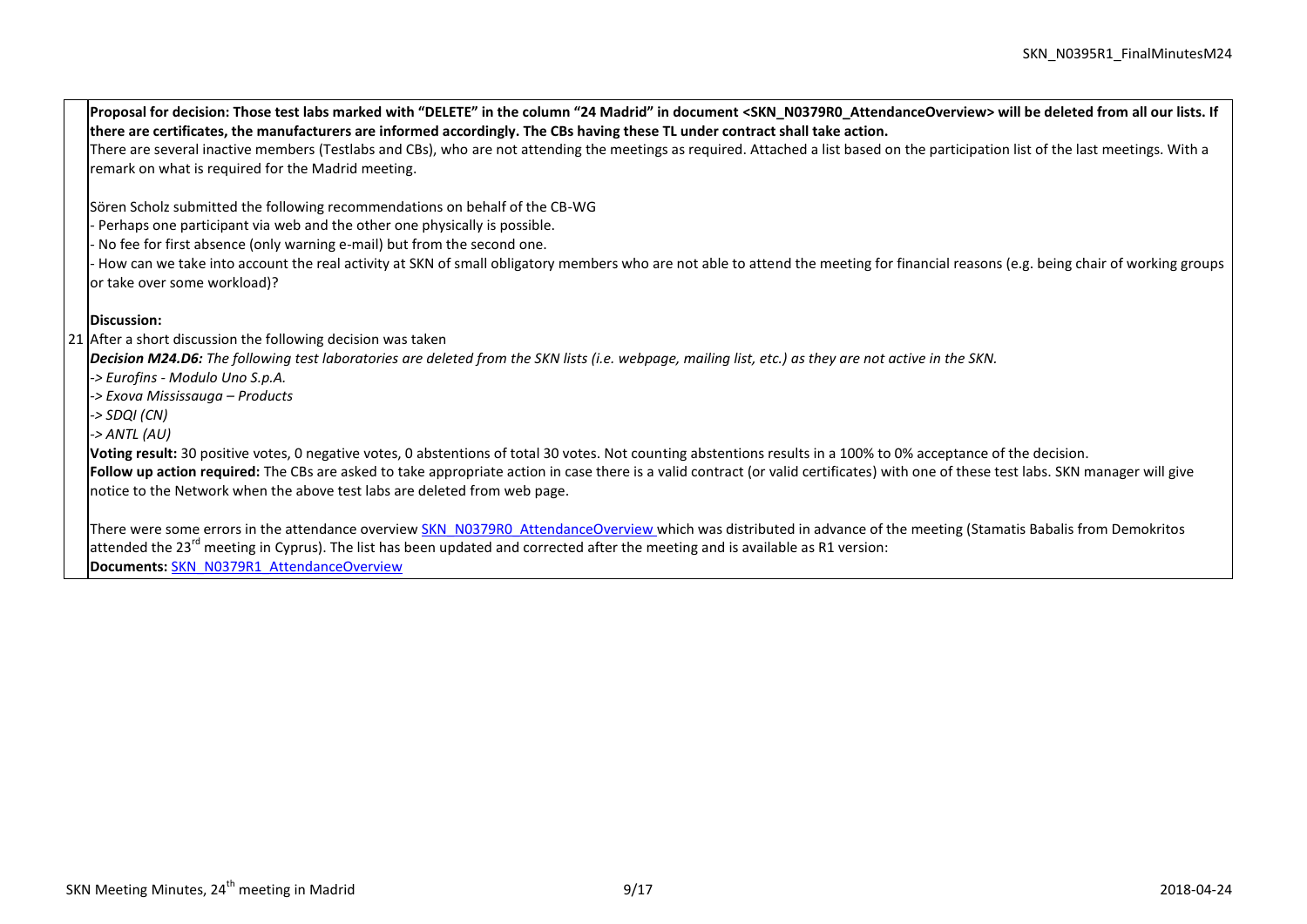**Proposal for decision: Those test labs marked with "DELETE" in the column "24 Madrid" in document <SKN_N0379R0_AttendanceOverview> will be deleted from all our lists. If there are certificates, the manufacturers are informed accordingly. The CBs having these TL under contract shall take action.**

There are several inactive members (Testlabs and CBs), who are not attending the meetings as required. Attached a list based on the participation list of the last meetings. With a remark on what is required for the Madrid meeting.

Sören Scholz submitted the following recommendations on behalf of the CB-WG

- Perhaps one participant via web and the other one physically is possible.
- No fee for first absence (only warning e-mail) but from the second one.
- How can we take into account the real activity at SKN of small obligatory members who are not able to attend the meeting for financial reasons (e.g. being chair of working groups or take over some workload)?

**Discussion:**

21 After a short discussion the following decision was taken

***Decision M24.D6:*** *The following test laboratories are deleted from the SKN lists (i.e. webpage, mailing list, etc.) as they are not active in the SKN.*

*-> Eurofins - Modulo Uno S.p.A.*

*-> Exova Mississauga – Products*

*-> SDQI (CN)*

*-> ANTL (AU)*

**Voting result:** 30 positive votes, 0 negative votes, 0 abstentions of total 30 votes. Not counting abstentions results in a 100% to 0% acceptance of the decision.

**Follow up action required:** The CBs are asked to take appropriate action in case there is a valid contract (or valid certificates) with one of these test labs. SKN manager will give notice to the Network when the above test labs are deleted from web page.

There were some errors in the attendance overview SKN_N0379R0_AttendanceOverview which was distributed in advance of the meeting (Stamatis Babalis from Demokritos attended the 23rd meeting in Cyprus). The list has been updated and corrected after the meeting and is available as R1 version:

**Documents:** SKN_N0379R1_AttendanceOverview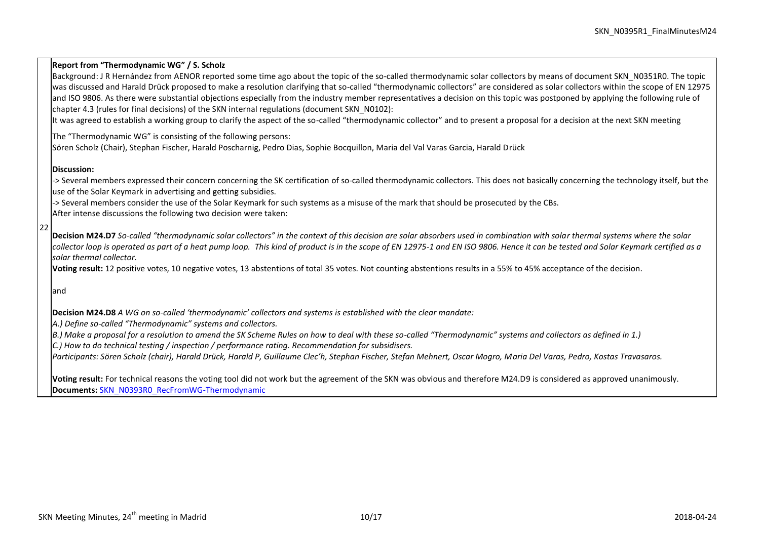22

**Report from "Thermodynamic WG" / S. Scholz**

Background: J R Hernández from AENOR reported some time ago about the topic of the so-called thermodynamic solar collectors by means of document SKN_N0351R0. The topic was discussed and Harald Drück proposed to make a resolution clarifying that so-called "thermodynamic collectors" are considered as solar collectors within the scope of EN 12975 and ISO 9806. As there were substantial objections especially from the industry member representatives a decision on this topic was postponed by applying the following rule of chapter 4.3 (rules for final decisions) of the SKN internal regulations (document SKN_N0102):

It was agreed to establish a working group to clarify the aspect of the so-called "thermodynamic collector" and to present a proposal for a decision at the next SKN meeting

The "Thermodynamic WG" is consisting of the following persons:

Sören Scholz (Chair), Stephan Fischer, Harald Poscharnig, Pedro Dias, Sophie Bocquillon, Maria del Val Varas Garcia, Harald Drück

**Discussion:**

-> Several members expressed their concern concerning the SK certification of so-called thermodynamic collectors. This does not basically concerning the technology itself, but the use of the Solar Keymark in advertising and getting subsidies.

-> Several members consider the use of the Solar Keymark for such systems as a misuse of the mark that should be prosecuted by the CBs.

After intense discussions the following two decision were taken:

**Decision M24.D7** *So-called "thermodynamic solar collectors" in the context of this decision are solar absorbers used in combination with solar thermal systems where the solar collector loop is operated as part of a heat pump loop. This kind of product is in the scope of EN 12975-1 and EN ISO 9806. Hence it can be tested and Solar Keymark certified as a solar thermal collector.*

**Voting result:** 12 positive votes, 10 negative votes, 13 abstentions of total 35 votes. Not counting abstentions results in a 55% to 45% acceptance of the decision.

and

**Decision M24.D8** *A WG on so-called 'thermodynamic' collectors and systems is established with the clear mandate:*

*A.) Define so-called "Thermodynamic" systems and collectors.*

*B.) Make a proposal for a resolution to amend the SK Scheme Rules on how to deal with these so-called "Thermodynamic" systems and collectors as defined in 1.)*

*C.) How to do technical testing / inspection / performance rating. Recommendation for subsidisers.*

*Participants: Sören Scholz (chair), Harald Drück, Harald P, Guillaume Clec'h, Stephan Fischer, Stefan Mehnert, Oscar Mogro, Maria Del Varas, Pedro, Kostas Travasaros.*

**Voting result:** For technical reasons the voting tool did not work but the agreement of the SKN was obvious and therefore M24.D9 is considered as approved unanimously.

**Documents:** SKN_N0393R0_RecFromWG-Thermodynamic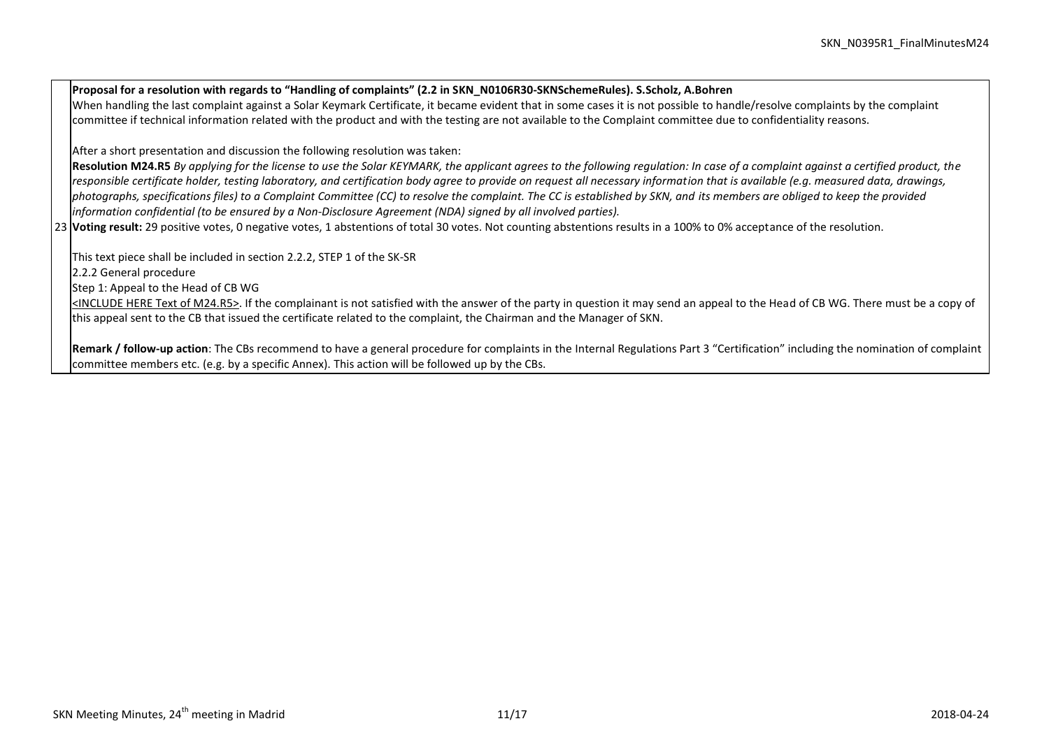| | |
|---|---|
| 23 | **Proposal for a resolution with regards to "Handling of complaints" (2.2 in SKN_N0106R30-SKNSchemeRules). S.Scholz, A.Bohren**<br>When handling the last complaint against a Solar Keymark Certificate, it became evident that in some cases it is not possible to handle/resolve complaints by the complaint committee if technical information related with the product and with the testing are not available to the Complaint committee due to confidentiality reasons.<br><br>After a short presentation and discussion the following resolution was taken:<br>**Resolution M24.R5** *By applying for the license to use the Solar KEYMARK, the applicant agrees to the following regulation: In case of a complaint against a certified product, the responsible certificate holder, testing laboratory, and certification body agree to provide on request all necessary information that is available (e.g. measured data, drawings, photographs, specifications files) to a Complaint Committee (CC) to resolve the complaint. The CC is established by SKN, and its members are obliged to keep the provided information confidential (to be ensured by a Non-Disclosure Agreement (NDA) signed by all involved parties).*<br>**Voting result:** 29 positive votes, 0 negative votes, 1 abstentions of total 30 votes. Not counting abstentions results in a 100% to 0% acceptance of the resolution.<br><br>This text piece shall be included in section 2.2.2, STEP 1 of the SK-SR<br>2.2.2 General procedure<br>Step 1: Appeal to the Head of CB WG<br><INCLUDE HERE Text of M24.R5>. If the complainant is not satisfied with the answer of the party in question it may send an appeal to the Head of CB WG. There must be a copy of this appeal sent to the CB that issued the certificate related to the complaint, the Chairman and the Manager of SKN.<br><br>**Remark / follow-up action**: The CBs recommend to have a general procedure for complaints in the Internal Regulations Part 3 "Certification" including the nomination of complaint committee members etc. (e.g. by a specific Annex). This action will be followed up by the CBs. |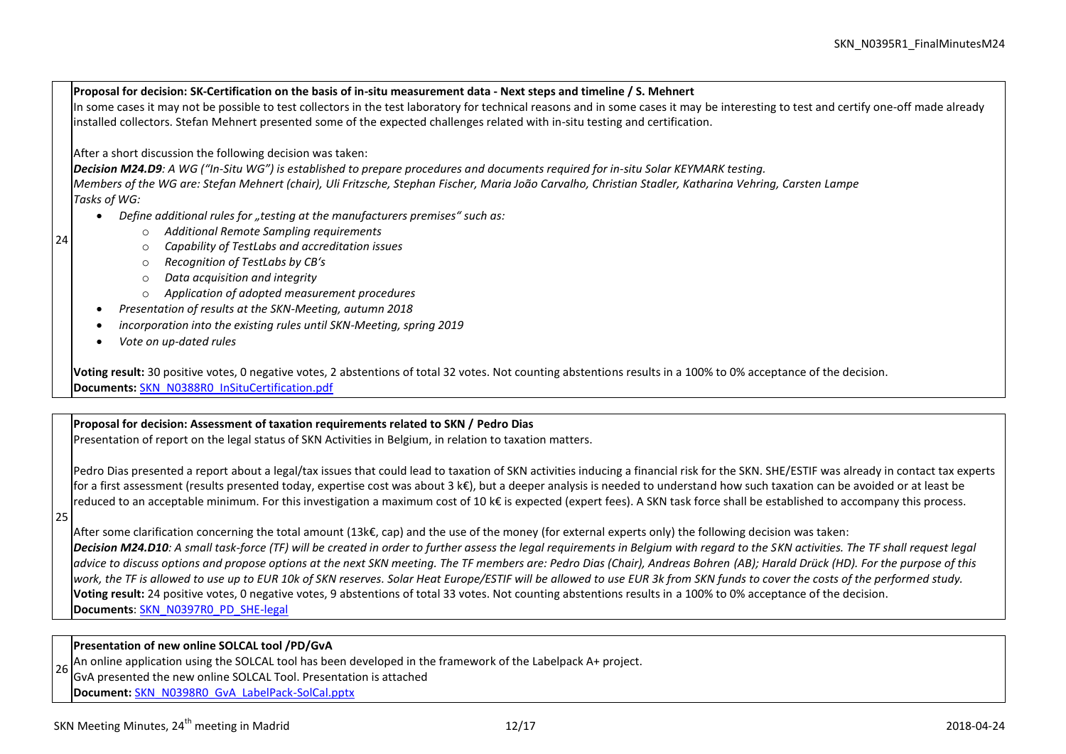| | |
|---|---|
| 24 | **Proposal for decision: SK-Certification on the basis of in-situ measurement data - Next steps and timeline / S. Mehnert**<br>In some cases it may not be possible to test collectors in the test laboratory for technical reasons and in some cases it may be interesting to test and certify one-off made already installed collectors. Stefan Mehnert presented some of the expected challenges related with in-situ testing and certification.<br><br>After a short discussion the following decision was taken:<br>***Decision M24.D9**: A WG ("In-Situ WG") is established to prepare procedures and documents required for in-situ Solar KEYMARK testing.*<br>*Members of the WG are: Stefan Mehnert (chair), Uli Fritzsche, Stephan Fischer, Maria João Carvalho, Christian Stadler, Katharina Vehring, Carsten Lampe*<br>*Tasks of WG:*<br>• *Define additional rules for „testing at the manufacturers premises" such as:*<br>  ◦ *Additional Remote Sampling requirements*<br>  ◦ *Capability of TestLabs and accreditation issues*<br>  ◦ *Recognition of TestLabs by CB's*<br>  ◦ *Data acquisition and integrity*<br>  ◦ *Application of adopted measurement procedures*<br>• *Presentation of results at the SKN-Meeting, autumn 2018*<br>• *incorporation into the existing rules until SKN-Meeting, spring 2019*<br>• *Vote on up-dated rules*<br><br>**Voting result:** 30 positive votes, 0 negative votes, 2 abstentions of total 32 votes. Not counting abstentions results in a 100% to 0% acceptance of the decision.<br>**Documents:** SKN_N0388R0_InSituCertification.pdf |
| 25 | **Proposal for decision: Assessment of taxation requirements related to SKN / Pedro Dias**<br>Presentation of report on the legal status of SKN Activities in Belgium, in relation to taxation matters.<br><br>Pedro Dias presented a report about a legal/tax issues that could lead to taxation of SKN activities inducing a financial risk for the SKN. SHE/ESTIF was already in contact tax experts for a first assessment (results presented today, expertise cost was about 3 k€), but a deeper analysis is needed to understand how such taxation can be avoided or at least be reduced to an acceptable minimum. For this investigation a maximum cost of 10 k€ is expected (expert fees). A SKN task force shall be established to accompany this process.<br><br>After some clarification concerning the total amount (13k€, cap) and the use of the money (for external experts only) the following decision was taken:<br>***Decision M24.D10**: A small task-force (TF) will be created in order to further assess the legal requirements in Belgium with regard to the SKN activities. The TF shall request legal advice to discuss options and propose options at the next SKN meeting. The TF members are: Pedro Dias (Chair), Andreas Bohren (AB); Harald Drück (HD). For the purpose of this work, the TF is allowed to use up to EUR 10k of SKN reserves. Solar Heat Europe/ESTIF will be allowed to use EUR 3k from SKN funds to cover the costs of the performed study.*<br>**Voting result:** 24 positive votes, 0 negative votes, 9 abstentions of total 33 votes. Not counting abstentions results in a 100% to 0% acceptance of the decision.<br>**Documents**: SKN_N0397R0_PD_SHE-legal |
| 26 | **Presentation of new online SOLCAL tool /PD/GvA**<br>An online application using the SOLCAL tool has been developed in the framework of the Labelpack A+ project.<br>GvA presented the new online SOLCAL Tool. Presentation is attached<br>**Document:** SKN_N0398R0_GvA_LabelPack-SolCal.pptx |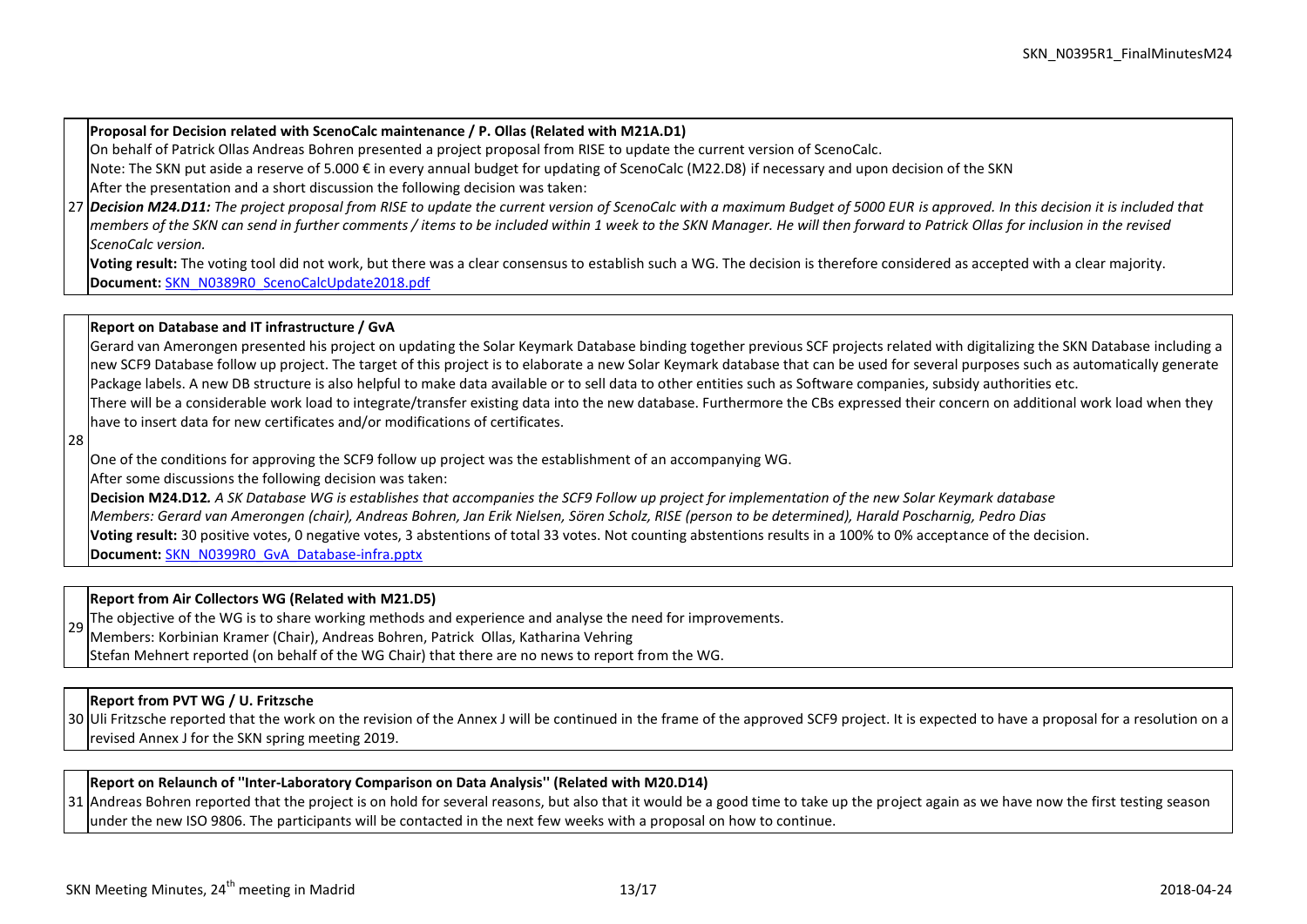| | |
|---|---|
| 27 | **Proposal for Decision related with ScenoCalc maintenance / P. Ollas (Related with M21A.D1)**<br>On behalf of Patrick Ollas Andreas Bohren presented a project proposal from RISE to update the current version of ScenoCalc.<br>Note: The SKN put aside a reserve of 5.000 € in every annual budget for updating of ScenoCalc (M22.D8) if necessary and upon decision of the SKN<br>After the presentation and a short discussion the following decision was taken:<br>***Decision M24.D11:*** *The project proposal from RISE to update the current version of ScenoCalc with a maximum Budget of 5000 EUR is approved. In this decision it is included that members of the SKN can send in further comments / items to be included within 1 week to the SKN Manager. He will then forward to Patrick Ollas for inclusion in the revised ScenoCalc version.*<br>**Voting result:** The voting tool did not work, but there was a clear consensus to establish such a WG. The decision is therefore considered as accepted with a clear majority.<br>**Document:** SKN_N0389R0_ScenoCalcUpdate2018.pdf |
| 28 | **Report on Database and IT infrastructure / GvA**<br>Gerard van Amerongen presented his project on updating the Solar Keymark Database binding together previous SCF projects related with digitalizing the SKN Database including a new SCF9 Database follow up project. The target of this project is to elaborate a new Solar Keymark database that can be used for several purposes such as automatically generate Package labels. A new DB structure is also helpful to make data available or to sell data to other entities such as Software companies, subsidy authorities etc.<br>There will be a considerable work load to integrate/transfer existing data into the new database. Furthermore the CBs expressed their concern on additional work load when they have to insert data for new certificates and/or modifications of certificates.<br><br>One of the conditions for approving the SCF9 follow up project was the establishment of an accompanying WG.<br>After some discussions the following decision was taken:<br>**Decision M24.D12***. A SK Database WG is establishes that accompanies the SCF9 Follow up project for implementation of the new Solar Keymark database*<br>*Members: Gerard van Amerongen (chair), Andreas Bohren, Jan Erik Nielsen, Sören Scholz, RISE (person to be determined), Harald Poscharnig, Pedro Dias*<br>**Voting result:** 30 positive votes, 0 negative votes, 3 abstentions of total 33 votes. Not counting abstentions results in a 100% to 0% acceptance of the decision.<br>**Document:** SKN_N0399R0_GvA_Database-infra.pptx |
| 29 | **Report from Air Collectors WG (Related with M21.D5)**<br>The objective of the WG is to share working methods and experience and analyse the need for improvements.<br>Members: Korbinian Kramer (Chair), Andreas Bohren, Patrick Ollas, Katharina Vehring<br>Stefan Mehnert reported (on behalf of the WG Chair) that there are no news to report from the WG. |
| 30 | **Report from PVT WG / U. Fritzsche**<br>Uli Fritzsche reported that the work on the revision of the Annex J will be continued in the frame of the approved SCF9 project. It is expected to have a proposal for a resolution on a revised Annex J for the SKN spring meeting 2019. |
| 31 | **Report on Relaunch of "Inter-Laboratory Comparison on Data Analysis" (Related with M20.D14)**<br>Andreas Bohren reported that the project is on hold for several reasons, but also that it would be a good time to take up the project again as we have now the first testing season under the new ISO 9806. The participants will be contacted in the next few weeks with a proposal on how to continue. |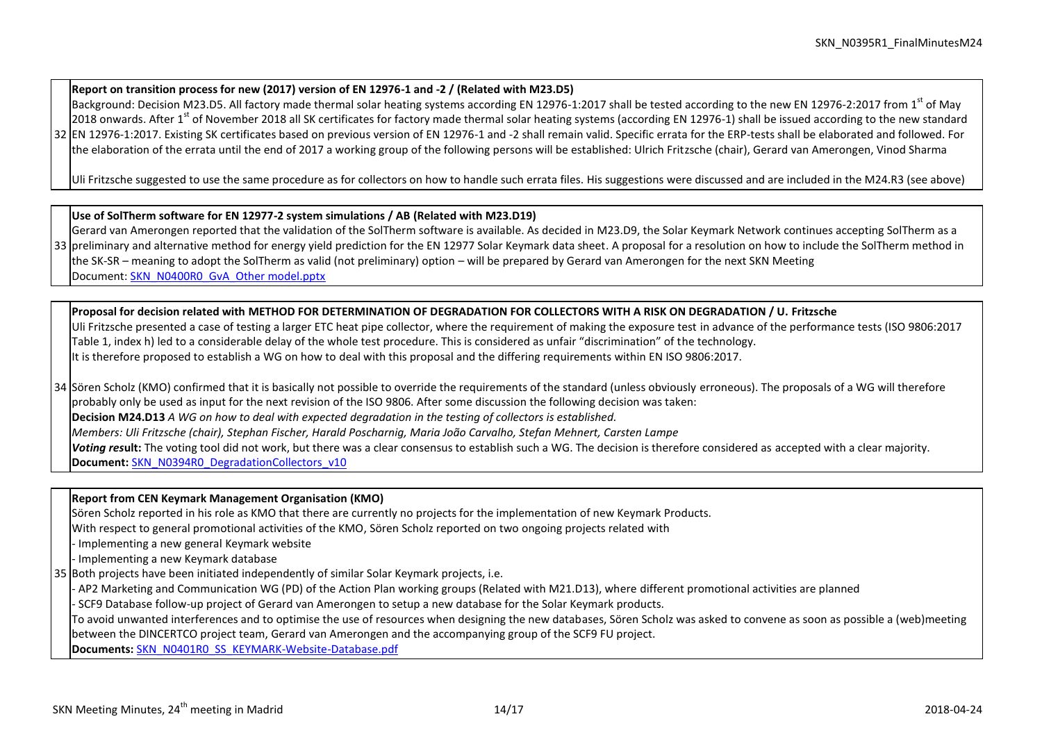| | |
|---|---|
| 32 | **Report on transition process for new (2017) version of EN 12976-1 and -2 / (Related with M23.D5)**<br>Background: Decision M23.D5. All factory made thermal solar heating systems according EN 12976-1:2017 shall be tested according to the new EN 12976-2:2017 from 1st of May 2018 onwards. After 1st of November 2018 all SK certificates for factory made thermal solar heating systems (according EN 12976-1) shall be issued according to the new standard EN 12976-1:2017. Existing SK certificates based on previous version of EN 12976-1 and -2 shall remain valid. Specific errata for the ERP-tests shall be elaborated and followed. For the elaboration of the errata until the end of 2017 a working group of the following persons will be established: Ulrich Fritzsche (chair), Gerard van Amerongen, Vinod Sharma<br><br>Uli Fritzsche suggested to use the same procedure as for collectors on how to handle such errata files. His suggestions were discussed and are included in the M24.R3 (see above) |
| 33 | **Use of SolTherm software for EN 12977-2 system simulations / AB (Related with M23.D19)**<br>Gerard van Amerongen reported that the validation of the SolTherm software is available. As decided in M23.D9, the Solar Keymark Network continues accepting SolTherm as a preliminary and alternative method for energy yield prediction for the EN 12977 Solar Keymark data sheet. A proposal for a resolution on how to include the SolTherm method in the SK-SR – meaning to adopt the SolTherm as valid (not preliminary) option – will be prepared by Gerard van Amerongen for the next SKN Meeting<br>Document: SKN_N0400R0_GvA_Other model.pptx |
| 34 | **Proposal for decision related with METHOD FOR DETERMINATION OF DEGRADATION FOR COLLECTORS WITH A RISK ON DEGRADATION / U. Fritzsche**<br>Uli Fritzsche presented a case of testing a larger ETC heat pipe collector, where the requirement of making the exposure test in advance of the performance tests (ISO 9806:2017 Table 1, index h) led to a considerable delay of the whole test procedure. This is considered as unfair "discrimination" of the technology.<br>It is therefore proposed to establish a WG on how to deal with this proposal and the differing requirements within EN ISO 9806:2017.<br><br>Sören Scholz (KMO) confirmed that it is basically not possible to override the requirements of the standard (unless obviously erroneous). The proposals of a WG will therefore probably only be used as input for the next revision of the ISO 9806. After some discussion the following decision was taken:<br>**Decision M24.D13** *A WG on how to deal with expected degradation in the testing of collectors is established.*<br>*Members: Uli Fritzsche (chair), Stephan Fischer, Harald Poscharnig, Maria João Carvalho, Stefan Mehnert, Carsten Lampe*<br>***Voting res*ult:** The voting tool did not work, but there was a clear consensus to establish such a WG. The decision is therefore considered as accepted with a clear majority.<br>**Document:** SKN_N0394R0_DegradationCollectors_v10 |
| 35 | **Report from CEN Keymark Management Organisation (KMO)**<br>Sören Scholz reported in his role as KMO that there are currently no projects for the implementation of new Keymark Products.<br>With respect to general promotional activities of the KMO, Sören Scholz reported on two ongoing projects related with<br>- Implementing a new general Keymark website<br>- Implementing a new Keymark database<br>Both projects have been initiated independently of similar Solar Keymark projects, i.e.<br>- AP2 Marketing and Communication WG (PD) of the Action Plan working groups (Related with M21.D13), where different promotional activities are planned<br>- SCF9 Database follow-up project of Gerard van Amerongen to setup a new database for the Solar Keymark products.<br>To avoid unwanted interferences and to optimise the use of resources when designing the new databases, Sören Scholz was asked to convene as soon as possible a (web)meeting between the DINCERTCO project team, Gerard van Amerongen and the accompanying group of the SCF9 FU project.<br>**Documents:** SKN_N0401R0_SS_KEYMARK-Website-Database.pdf |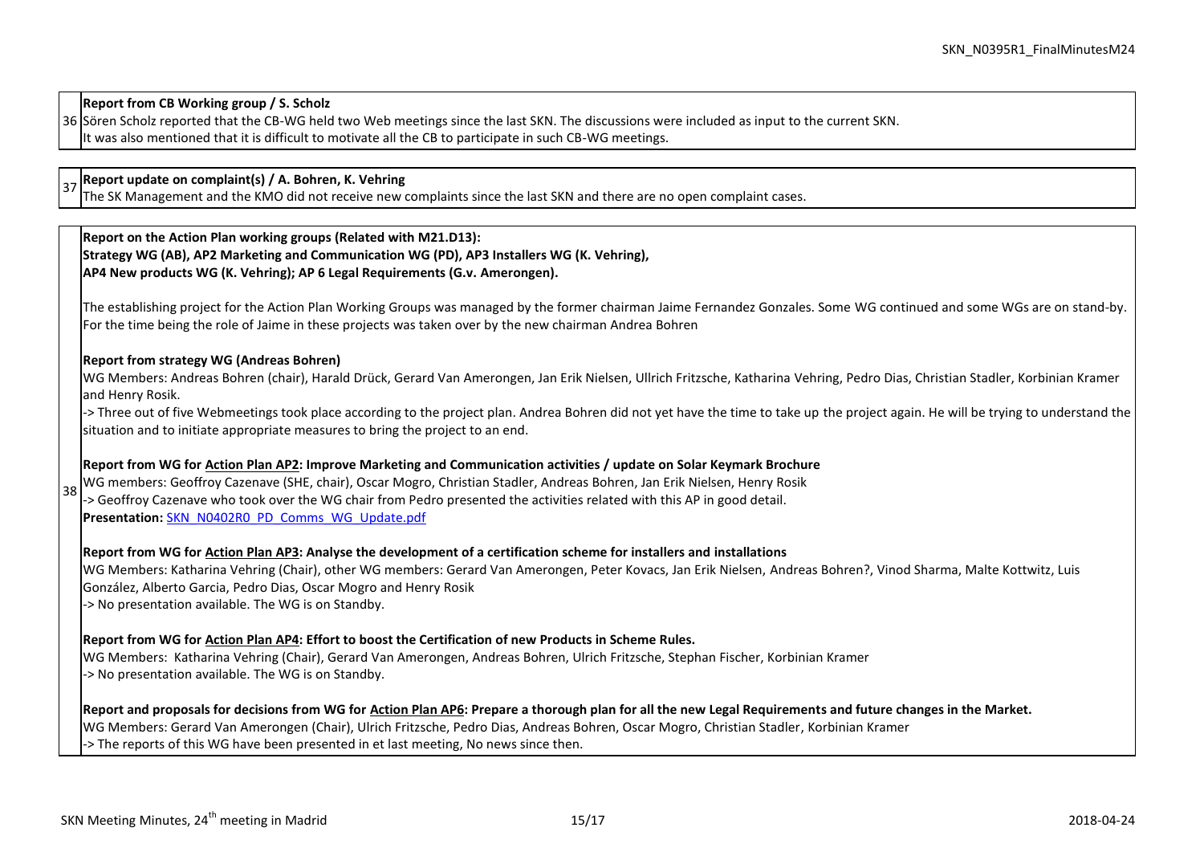| | |
|---|---|
| 36 | **Report from CB Working group / S. Scholz**<br>Sören Scholz reported that the CB-WG held two Web meetings since the last SKN. The discussions were included as input to the current SKN.<br>It was also mentioned that it is difficult to motivate all the CB to participate in such CB-WG meetings. |
| 37 | **Report update on complaint(s) / A. Bohren, K. Vehring**<br>The SK Management and the KMO did not receive new complaints since the last SKN and there are no open complaint cases. |
| 38 | **Report on the Action Plan working groups (Related with M21.D13):**<br>**Strategy WG (AB), AP2 Marketing and Communication WG (PD), AP3 Installers WG (K. Vehring),**<br>**AP4 New products WG (K. Vehring); AP 6 Legal Requirements (G.v. Amerongen).**<br><br>The establishing project for the Action Plan Working Groups was managed by the former chairman Jaime Fernandez Gonzales. Some WG continued and some WGs are on stand-by. For the time being the role of Jaime in these projects was taken over by the new chairman Andrea Bohren<br><br>**Report from strategy WG (Andreas Bohren)**<br>WG Members: Andreas Bohren (chair), Harald Drück, Gerard Van Amerongen, Jan Erik Nielsen, Ullrich Fritzsche, Katharina Vehring, Pedro Dias, Christian Stadler, Korbinian Kramer and Henry Rosik.<br>-> Three out of five Webmeetings took place according to the project plan. Andrea Bohren did not yet have the time to take up the project again. He will be trying to understand the situation and to initiate appropriate measures to bring the project to an end.<br><br>**Report from WG for Action Plan AP2: Improve Marketing and Communication activities / update on Solar Keymark Brochure**<br>WG members: Geoffroy Cazenave (SHE, chair), Oscar Mogro, Christian Stadler, Andreas Bohren, Jan Erik Nielsen, Henry Rosik<br>-> Geoffroy Cazenave who took over the WG chair from Pedro presented the activities related with this AP in good detail.<br>**Presentation:** SKN_N0402R0_PD_Comms_WG_Update.pdf<br><br>**Report from WG for Action Plan AP3: Analyse the development of a certification scheme for installers and installations**<br>WG Members: Katharina Vehring (Chair), other WG members: Gerard Van Amerongen, Peter Kovacs, Jan Erik Nielsen, Andreas Bohren?, Vinod Sharma, Malte Kottwitz, Luis González, Alberto Garcia, Pedro Dias, Oscar Mogro and Henry Rosik<br>-> No presentation available. The WG is on Standby.<br><br>**Report from WG for Action Plan AP4: Effort to boost the Certification of new Products in Scheme Rules.**<br>WG Members: Katharina Vehring (Chair), Gerard Van Amerongen, Andreas Bohren, Ulrich Fritzsche, Stephan Fischer, Korbinian Kramer<br>-> No presentation available. The WG is on Standby.<br><br>**Report and proposals for decisions from WG for Action Plan AP6: Prepare a thorough plan for all the new Legal Requirements and future changes in the Market.**<br>WG Members: Gerard Van Amerongen (Chair), Ulrich Fritzsche, Pedro Dias, Andreas Bohren, Oscar Mogro, Christian Stadler, Korbinian Kramer<br>-> The reports of this WG have been presented in et last meeting, No news since then. |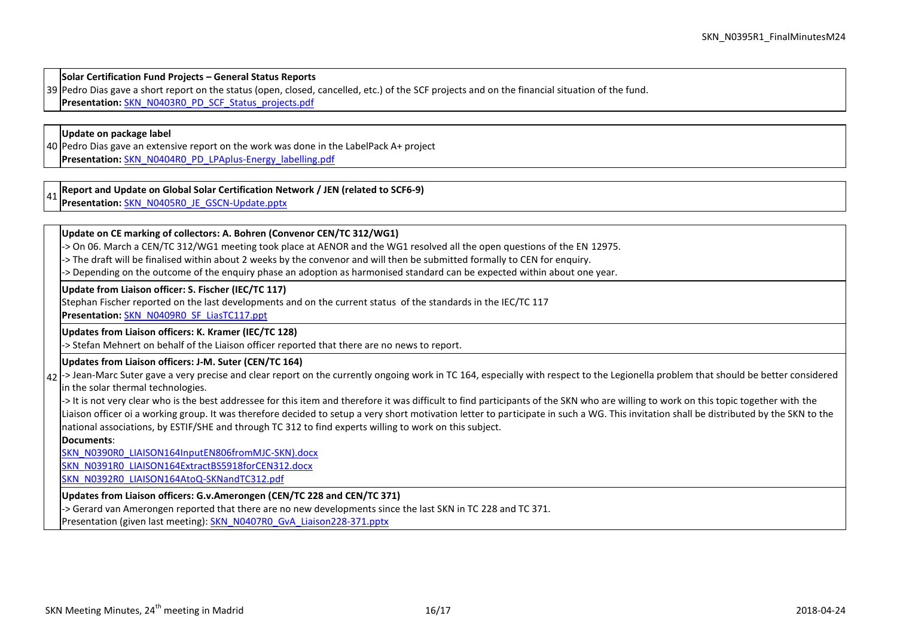| | |
|---|---|
| 39 | **Solar Certification Fund Projects – General Status Reports**<br>Pedro Dias gave a short report on the status (open, closed, cancelled, etc.) of the SCF projects and on the financial situation of the fund.<br>**Presentation:** SKN_N0403R0_PD_SCF_Status_projects.pdf |
| 40 | **Update on package label**<br>Pedro Dias gave an extensive report on the work was done in the LabelPack A+ project<br>**Presentation:** SKN_N0404R0_PD_LPAplus-Energy_labelling.pdf |
| 41 | **Report and Update on Global Solar Certification Network / JEN (related to SCF6-9)**<br>**Presentation:** SKN_N0405R0_JE_GSCN-Update.pptx |
| 42 | **Update on CE marking of collectors: A. Bohren (Convenor CEN/TC 312/WG1)**<br>-> On 06. March a CEN/TC 312/WG1 meeting took place at AENOR and the WG1 resolved all the open questions of the EN 12975.<br>-> The draft will be finalised within about 2 weeks by the convenor and will then be submitted formally to CEN for enquiry.<br>-> Depending on the outcome of the enquiry phase an adoption as harmonised standard can be expected within about one year.<br><br>**Update from Liaison officer: S. Fischer (IEC/TC 117)**<br>Stephan Fischer reported on the last developments and on the current status of the standards in the IEC/TC 117<br>**Presentation:** SKN_N0409R0_SF_LiasTC117.ppt<br><br>**Updates from Liaison officers: K. Kramer (IEC/TC 128)**<br>-> Stefan Mehnert on behalf of the Liaison officer reported that there are no news to report.<br><br>**Updates from Liaison officers: J-M. Suter (CEN/TC 164)**<br>-> Jean-Marc Suter gave a very precise and clear report on the currently ongoing work in TC 164, especially with respect to the Legionella problem that should be better considered in the solar thermal technologies.<br>-> It is not very clear who is the best addressee for this item and therefore it was difficult to find participants of the SKN who are willing to work on this topic together with the Liaison officer oi a working group. It was therefore decided to setup a very short motivation letter to participate in such a WG. This invitation shall be distributed by the SKN to the national associations, by ESTIF/SHE and through TC 312 to find experts willing to work on this subject.<br>**Documents**:<br>SKN_N0390R0_LIAISON164InputEN806fromMJC-SKN).docx<br>SKN_N0391R0_LIAISON164ExtractBS5918forCEN312.docx<br>SKN_N0392R0_LIAISON164AtoQ-SKNandTC312.pdf<br><br>**Updates from Liaison officers: G.v.Amerongen (CEN/TC 228 and CEN/TC 371)**<br>-> Gerard van Amerongen reported that there are no new developments since the last SKN in TC 228 and TC 371.<br>Presentation (given last meeting): SKN_N0407R0_GvA_Liaison228-371.pptx |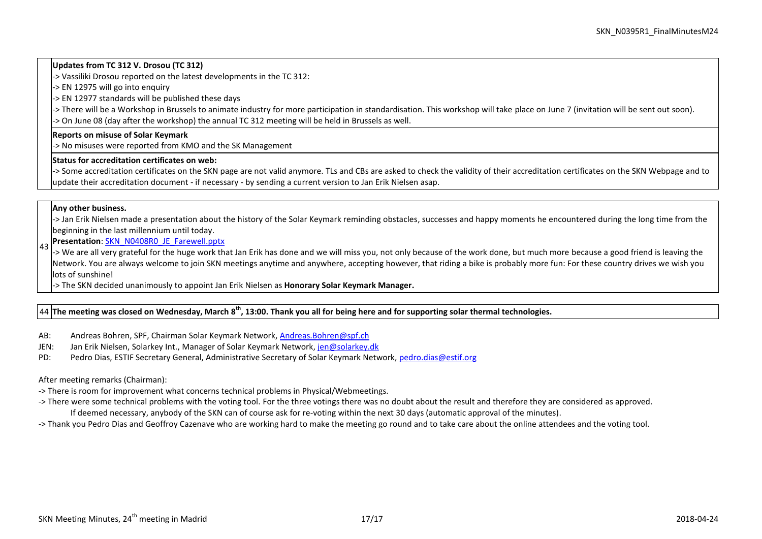| | |
|---|---|
| | **Updates from TC 312 V. Drosou (TC 312)**<br>-> Vassiliki Drosou reported on the latest developments in the TC 312:<br>-> EN 12975 will go into enquiry<br>-> EN 12977 standards will be published these days<br>-> There will be a Workshop in Brussels to animate industry for more participation in standardisation. This workshop will take place on June 7 (invitation will be sent out soon).<br>-> On June 08 (day after the workshop) the annual TC 312 meeting will be held in Brussels as well. |
| | **Reports on misuse of Solar Keymark**<br>-> No misuses were reported from KMO and the SK Management |
| | **Status for accreditation certificates on web:**<br>-> Some accreditation certificates on the SKN page are not valid anymore. TLs and CBs are asked to check the validity of their accreditation certificates on the SKN Webpage and to update their accreditation document - if necessary - by sending a current version to Jan Erik Nielsen asap. |

| | |
|---|---|
| 43 | **Any other business.**<br>-> Jan Erik Nielsen made a presentation about the history of the Solar Keymark reminding obstacles, successes and happy moments he encountered during the long time from the beginning in the last millennium until today.<br>**Presentation**: SKN_N0408R0_JE_Farewell.pptx<br>-> We are all very grateful for the huge work that Jan Erik has done and we will miss you, not only because of the work done, but much more because a good friend is leaving the Network. You are always welcome to join SKN meetings anytime and anywhere, accepting however, that riding a bike is probably more fun: For these country drives we wish you lots of sunshine!<br>-> The SKN decided unanimously to appoint Jan Erik Nielsen as **Honorary Solar Keymark Manager.** |

| | |
|---|---|
| 44 | **The meeting was closed on Wednesday, March 8th, 13:00. Thank you all for being here and for supporting solar thermal technologies.** |

AB: Andreas Bohren, SPF, Chairman Solar Keymark Network, Andreas.Bohren@spf.ch
JEN: Jan Erik Nielsen, Solarkey Int., Manager of Solar Keymark Network, jen@solarkey.dk
PD: Pedro Dias, ESTIF Secretary General, Administrative Secretary of Solar Keymark Network, pedro.dias@estif.org

After meeting remarks (Chairman):

-> There is room for improvement what concerns technical problems in Physical/Webmeetings.
-> There were some technical problems with the voting tool. For the three votings there was no doubt about the result and therefore they are considered as approved.
If deemed necessary, anybody of the SKN can of course ask for re-voting within the next 30 days (automatic approval of the minutes).
-> Thank you Pedro Dias and Geoffroy Cazenave who are working hard to make the meeting go round and to take care about the online attendees and the voting tool.